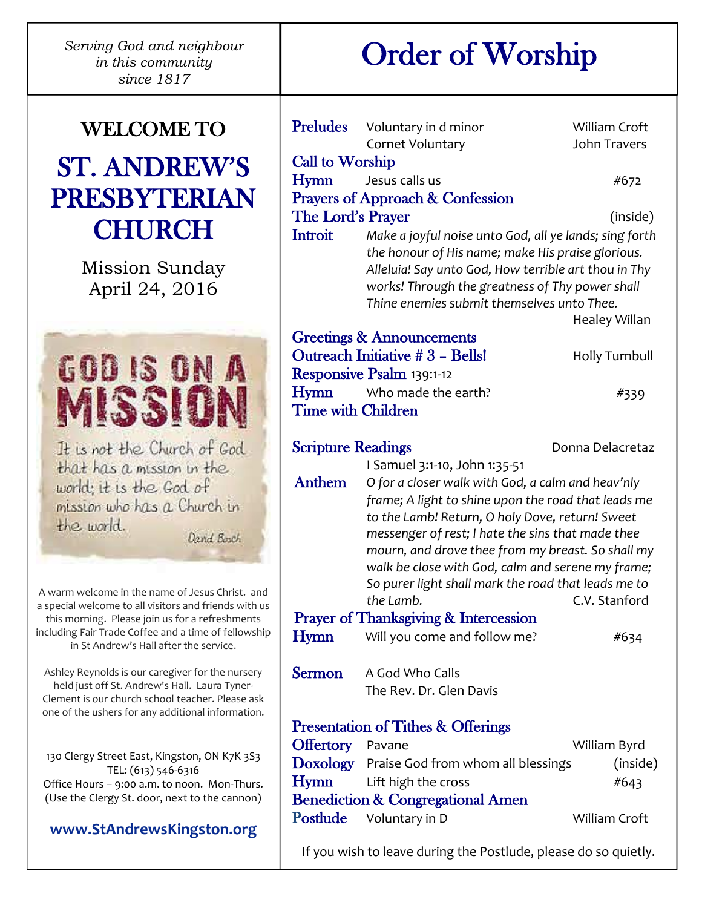*Serving God and neighbour*
*in this community*
*since 1817*

## WELCOME TO

# ST. ANDREW'S PRESBYTERIAN CHURCH

Mission Sunday
April 24, 2016

GOD IS ON A MISSION

It is not the Church of God that has a mission in the world; it is the God of mission who has a Church in the world.

David Bosch

A warm welcome in the name of Jesus Christ. and a special welcome to all visitors and friends with us this morning. Please join us for a refreshments including Fair Trade Coffee and a time of fellowship in St Andrew's Hall after the service.

Ashley Reynolds is our caregiver for the nursery held just off St. Andrew's Hall. Laura Tyner-Clement is our church school teacher. Please ask one of the ushers for any additional information.

---

130 Clergy Street East, Kingston, ON K7K 3S3
TEL: (613) 546-6316
Office Hours – 9:00 a.m. to noon. Mon-Thurs.
(Use the Clergy St. door, next to the cannon)

**www.StAndrewsKingston.org**

# Order of Worship

**Preludes** Voluntary in d minor — William Croft
Cornet Voluntary — John Travers

**Call to Worship**

**Hymn** Jesus calls us — #672

**Prayers of Approach & Confession**

**The Lord's Prayer** (inside)

**Introit** *Make a joyful noise unto God, all ye lands; sing forth the honour of His name; make His praise glorious. Alleluia! Say unto God, How terrible art thou in Thy works! Through the greatness of Thy power shall Thine enemies submit themselves unto Thee.* — Healey Willan

**Greetings & Announcements**

**Outreach Initiative # 3 – Bells!** — Holly Turnbull

**Responsive Psalm** 139:1-12

**Hymn** Who made the earth? — #339

**Time with Children**

**Scripture Readings** — Donna Delacretaz
I Samuel 3:1-10, John 1:35-51

**Anthem** *O for a closer walk with God, a calm and heav'nly frame; A light to shine upon the road that leads me to the Lamb! Return, O holy Dove, return! Sweet messenger of rest; I hate the sins that made thee mourn, and drove thee from my breast. So shall my walk be close with God, calm and serene my frame; So purer light shall mark the road that leads me to the Lamb.* — C.V. Stanford

**Prayer of Thanksgiving & Intercession**

**Hymn** Will you come and follow me? — #634

**Sermon** A God Who Calls
The Rev. Dr. Glen Davis

**Presentation of Tithes & Offerings**

**Offertory** Pavane — William Byrd

**Doxology** Praise God from whom all blessings — (inside)

**Hymn** Lift high the cross — #643

**Benediction & Congregational Amen**

**Postlude** Voluntary in D — William Croft

If you wish to leave during the Postlude, please do so quietly.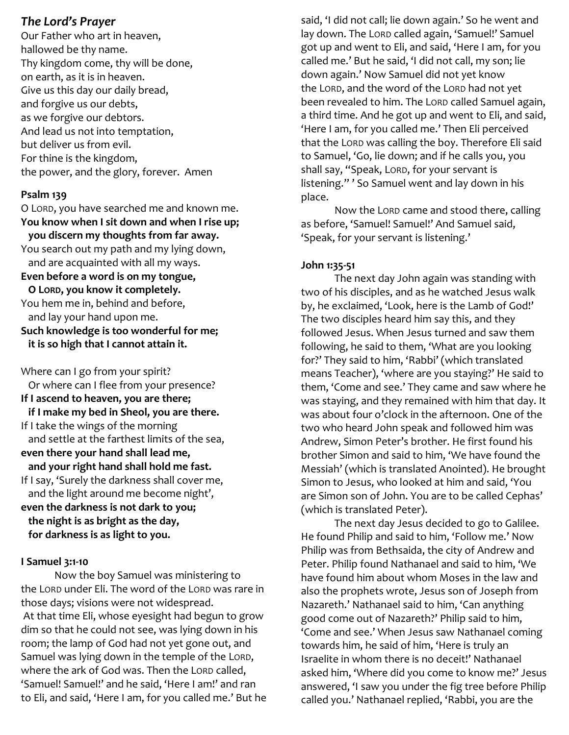## *The Lord's Prayer*

Our Father who art in heaven,
hallowed be thy name.
Thy kingdom come, thy will be done,
on earth, as it is in heaven.
Give us this day our daily bread,
and forgive us our debts,
as we forgive our debtors.
And lead us not into temptation,
but deliver us from evil.
For thine is the kingdom,
the power, and the glory, forever. Amen

### Psalm 139

O LORD, you have searched me and known me.
**You know when I sit down and when I rise up;**
**you discern my thoughts from far away.**
You search out my path and my lying down,
and are acquainted with all my ways.
**Even before a word is on my tongue,**
**O LORD, you know it completely.**
You hem me in, behind and before,
and lay your hand upon me.
**Such knowledge is too wonderful for me;**
**it is so high that I cannot attain it.**

Where can I go from your spirit?
Or where can I flee from your presence?
**If I ascend to heaven, you are there;**
**if I make my bed in Sheol, you are there.**
If I take the wings of the morning
and settle at the farthest limits of the sea,
**even there your hand shall lead me,**
**and your right hand shall hold me fast.**
If I say, 'Surely the darkness shall cover me,
and the light around me become night',
**even the darkness is not dark to you;**
**the night is as bright as the day,**
**for darkness is as light to you.**

### I Samuel 3:1-10

Now the boy Samuel was ministering to the LORD under Eli. The word of the LORD was rare in those days; visions were not widespread. At that time Eli, whose eyesight had begun to grow dim so that he could not see, was lying down in his room; the lamp of God had not yet gone out, and Samuel was lying down in the temple of the LORD, where the ark of God was. Then the LORD called, 'Samuel! Samuel!' and he said, 'Here I am!' and ran to Eli, and said, 'Here I am, for you called me.' But he said, 'I did not call; lie down again.' So he went and lay down. The LORD called again, 'Samuel!' Samuel got up and went to Eli, and said, 'Here I am, for you called me.' But he said, 'I did not call, my son; lie down again.' Now Samuel did not yet know the LORD, and the word of the LORD had not yet been revealed to him. The LORD called Samuel again, a third time. And he got up and went to Eli, and said, 'Here I am, for you called me.' Then Eli perceived that the LORD was calling the boy. Therefore Eli said to Samuel, 'Go, lie down; and if he calls you, you shall say, "Speak, LORD, for your servant is listening." ' So Samuel went and lay down in his place.

Now the LORD came and stood there, calling as before, 'Samuel! Samuel!' And Samuel said, 'Speak, for your servant is listening.'

### John 1:35-51

The next day John again was standing with two of his disciples, and as he watched Jesus walk by, he exclaimed, 'Look, here is the Lamb of God!' The two disciples heard him say this, and they followed Jesus. When Jesus turned and saw them following, he said to them, 'What are you looking for?' They said to him, 'Rabbi' (which translated means Teacher), 'where are you staying?' He said to them, 'Come and see.' They came and saw where he was staying, and they remained with him that day. It was about four o'clock in the afternoon. One of the two who heard John speak and followed him was Andrew, Simon Peter's brother. He first found his brother Simon and said to him, 'We have found the Messiah' (which is translated Anointed). He brought Simon to Jesus, who looked at him and said, 'You are Simon son of John. You are to be called Cephas' (which is translated Peter).

The next day Jesus decided to go to Galilee. He found Philip and said to him, 'Follow me.' Now Philip was from Bethsaida, the city of Andrew and Peter. Philip found Nathanael and said to him, 'We have found him about whom Moses in the law and also the prophets wrote, Jesus son of Joseph from Nazareth.' Nathanael said to him, 'Can anything good come out of Nazareth?' Philip said to him, 'Come and see.' When Jesus saw Nathanael coming towards him, he said of him, 'Here is truly an Israelite in whom there is no deceit!' Nathanael asked him, 'Where did you come to know me?' Jesus answered, 'I saw you under the fig tree before Philip called you.' Nathanael replied, 'Rabbi, you are the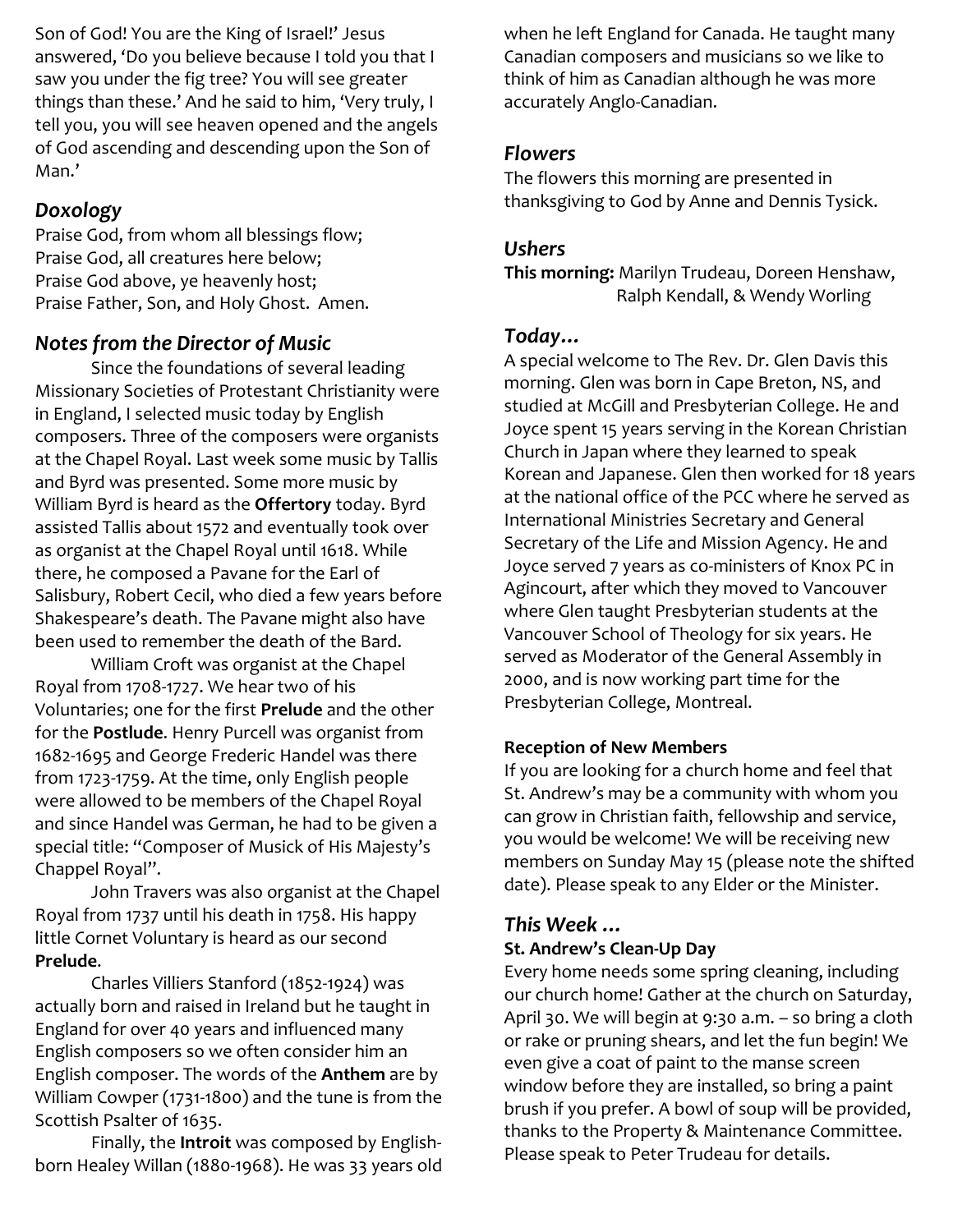Son of God! You are the King of Israel!' Jesus answered, 'Do you believe because I told you that I saw you under the fig tree? You will see greater things than these.' And he said to him, 'Very truly, I tell you, you will see heaven opened and the angels of God ascending and descending upon the Son of Man.'

## *Doxology*

Praise God, from whom all blessings flow;
Praise God, all creatures here below;
Praise God above, ye heavenly host;
Praise Father, Son, and Holy Ghost. Amen.

## *Notes from the Director of Music*

Since the foundations of several leading Missionary Societies of Protestant Christianity were in England, I selected music today by English composers. Three of the composers were organists at the Chapel Royal. Last week some music by Tallis and Byrd was presented. Some more music by William Byrd is heard as the **Offertory** today. Byrd assisted Tallis about 1572 and eventually took over as organist at the Chapel Royal until 1618. While there, he composed a Pavane for the Earl of Salisbury, Robert Cecil, who died a few years before Shakespeare's death. The Pavane might also have been used to remember the death of the Bard.

William Croft was organist at the Chapel Royal from 1708-1727. We hear two of his Voluntaries; one for the first **Prelude** and the other for the **Postlude**. Henry Purcell was organist from 1682-1695 and George Frederic Handel was there from 1723-1759. At the time, only English people were allowed to be members of the Chapel Royal and since Handel was German, he had to be given a special title: "Composer of Musick of His Majesty's Chappel Royal".

John Travers was also organist at the Chapel Royal from 1737 until his death in 1758. His happy little Cornet Voluntary is heard as our second **Prelude**.

Charles Villiers Stanford (1852-1924) was actually born and raised in Ireland but he taught in England for over 40 years and influenced many English composers so we often consider him an English composer. The words of the **Anthem** are by William Cowper (1731-1800) and the tune is from the Scottish Psalter of 1635.

Finally, the **Introit** was composed by English-born Healey Willan (1880-1968). He was 33 years old when he left England for Canada. He taught many Canadian composers and musicians so we like to think of him as Canadian although he was more accurately Anglo-Canadian.

## *Flowers*

The flowers this morning are presented in thanksgiving to God by Anne and Dennis Tysick.

## *Ushers*

**This morning:** Marilyn Trudeau, Doreen Henshaw, Ralph Kendall, & Wendy Worling

## *Today…*

A special welcome to The Rev. Dr. Glen Davis this morning. Glen was born in Cape Breton, NS, and studied at McGill and Presbyterian College. He and Joyce spent 15 years serving in the Korean Christian Church in Japan where they learned to speak Korean and Japanese. Glen then worked for 18 years at the national office of the PCC where he served as International Ministries Secretary and General Secretary of the Life and Mission Agency. He and Joyce served 7 years as co-ministers of Knox PC in Agincourt, after which they moved to Vancouver where Glen taught Presbyterian students at the Vancouver School of Theology for six years. He served as Moderator of the General Assembly in 2000, and is now working part time for the Presbyterian College, Montreal.

### Reception of New Members

If you are looking for a church home and feel that St. Andrew's may be a community with whom you can grow in Christian faith, fellowship and service, you would be welcome! We will be receiving new members on Sunday May 15 (please note the shifted date). Please speak to any Elder or the Minister.

## *This Week …*

### St. Andrew's Clean-Up Day

Every home needs some spring cleaning, including our church home! Gather at the church on Saturday, April 30. We will begin at 9:30 a.m. – so bring a cloth or rake or pruning shears, and let the fun begin! We even give a coat of paint to the manse screen window before they are installed, so bring a paint brush if you prefer. A bowl of soup will be provided, thanks to the Property & Maintenance Committee. Please speak to Peter Trudeau for details.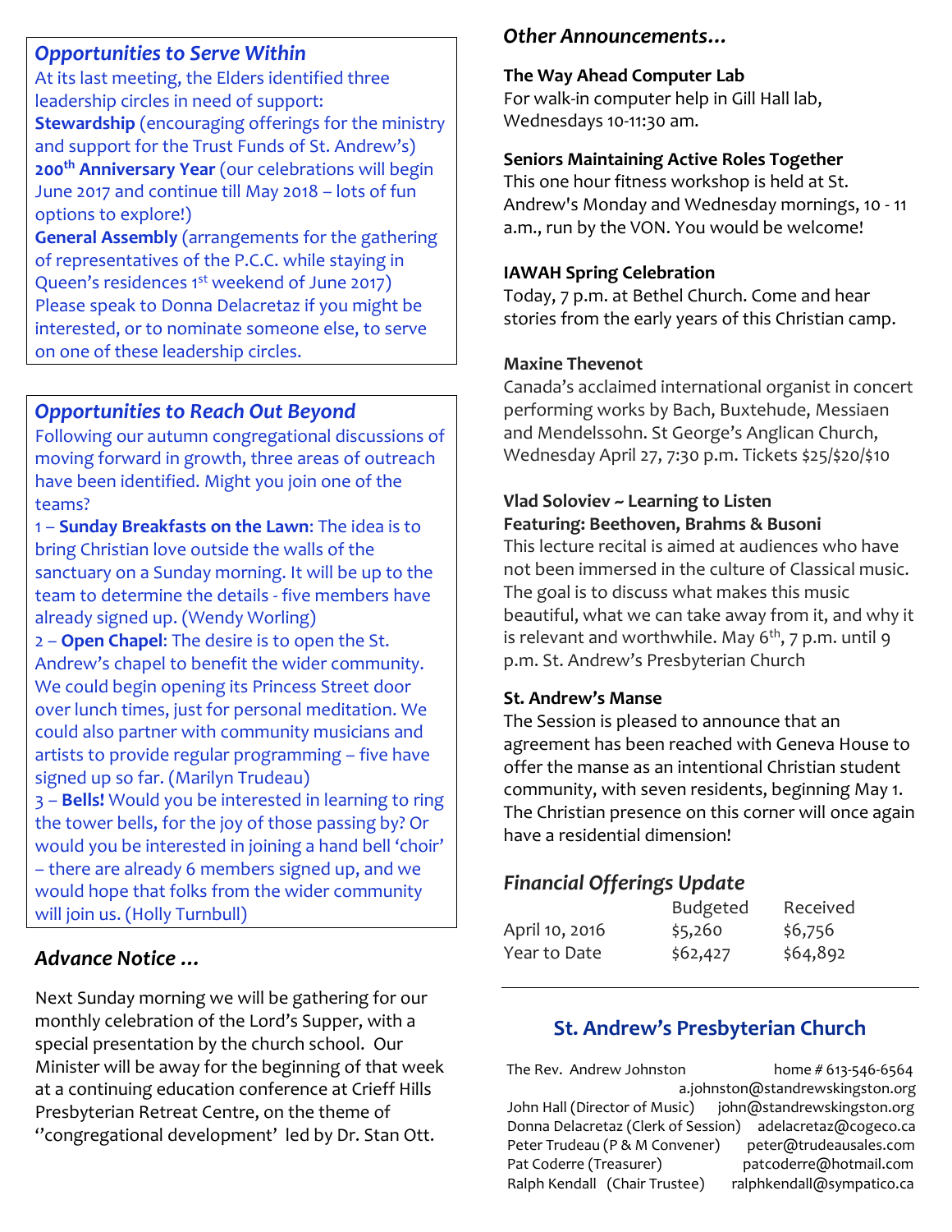## *Opportunities to Serve Within*

At its last meeting, the Elders identified three leadership circles in need of support:

**Stewardship** (encouraging offerings for the ministry and support for the Trust Funds of St. Andrew's)

**200th Anniversary Year** (our celebrations will begin June 2017 and continue till May 2018 – lots of fun options to explore!)

**General Assembly** (arrangements for the gathering of representatives of the P.C.C. while staying in Queen's residences 1st weekend of June 2017)

Please speak to Donna Delacretaz if you might be interested, or to nominate someone else, to serve on one of these leadership circles.

## *Opportunities to Reach Out Beyond*

Following our autumn congregational discussions of moving forward in growth, three areas of outreach have been identified. Might you join one of the teams?

1 – **Sunday Breakfasts on the Lawn**: The idea is to bring Christian love outside the walls of the sanctuary on a Sunday morning. It will be up to the team to determine the details - five members have already signed up. (Wendy Worling)

2 – **Open Chapel**: The desire is to open the St. Andrew's chapel to benefit the wider community. We could begin opening its Princess Street door over lunch times, just for personal meditation. We could also partner with community musicians and artists to provide regular programming – five have signed up so far. (Marilyn Trudeau)

3 – **Bells!** Would you be interested in learning to ring the tower bells, for the joy of those passing by? Or would you be interested in joining a hand bell 'choir' – there are already 6 members signed up, and we would hope that folks from the wider community will join us. (Holly Turnbull)

## *Advance Notice …*

Next Sunday morning we will be gathering for our monthly celebration of the Lord's Supper, with a special presentation by the church school. Our Minister will be away for the beginning of that week at a continuing education conference at Crieff Hills Presbyterian Retreat Centre, on the theme of ''congregational development' led by Dr. Stan Ott.

## *Other Announcements…*

**The Way Ahead Computer Lab**
For walk-in computer help in Gill Hall lab, Wednesdays 10-11:30 am.

**Seniors Maintaining Active Roles Together**
This one hour fitness workshop is held at St. Andrew's Monday and Wednesday mornings, 10 - 11 a.m., run by the VON. You would be welcome!

**IAWAH Spring Celebration**
Today, 7 p.m. at Bethel Church. Come and hear stories from the early years of this Christian camp.

**Maxine Thevenot**
Canada's acclaimed international organist in concert performing works by Bach, Buxtehude, Messiaen and Mendelssohn. St George's Anglican Church, Wednesday April 27, 7:30 p.m. Tickets $25/$20/$10

**Vlad Soloviev ~ Learning to Listen**
**Featuring: Beethoven, Brahms & Busoni**
This lecture recital is aimed at audiences who have not been immersed in the culture of Classical music. The goal is to discuss what makes this music beautiful, what we can take away from it, and why it is relevant and worthwhile. May 6th, 7 p.m. until 9 p.m. St. Andrew's Presbyterian Church

**St. Andrew's Manse**
The Session is pleased to announce that an agreement has been reached with Geneva House to offer the manse as an intentional Christian student community, with seven residents, beginning May 1. The Christian presence on this corner will once again have a residential dimension!

## *Financial Offerings Update*

| | Budgeted | Received |
|---|---|---|
| April 10, 2016 | $5,260 | $6,756 |
| Year to Date | $62,427 | $64,892 |

## St. Andrew's Presbyterian Church

The Rev. Andrew Johnston — home # 613-546-6564 — a.johnston@standrewskingston.org
John Hall (Director of Music) — john@standrewskingston.org
Donna Delacretaz (Clerk of Session) — adelacretaz@cogeco.ca
Peter Trudeau (P & M Convener) — peter@trudeausales.com
Pat Coderre (Treasurer) — patcoderre@hotmail.com
Ralph Kendall (Chair Trustee) — ralphkendall@sympatico.ca